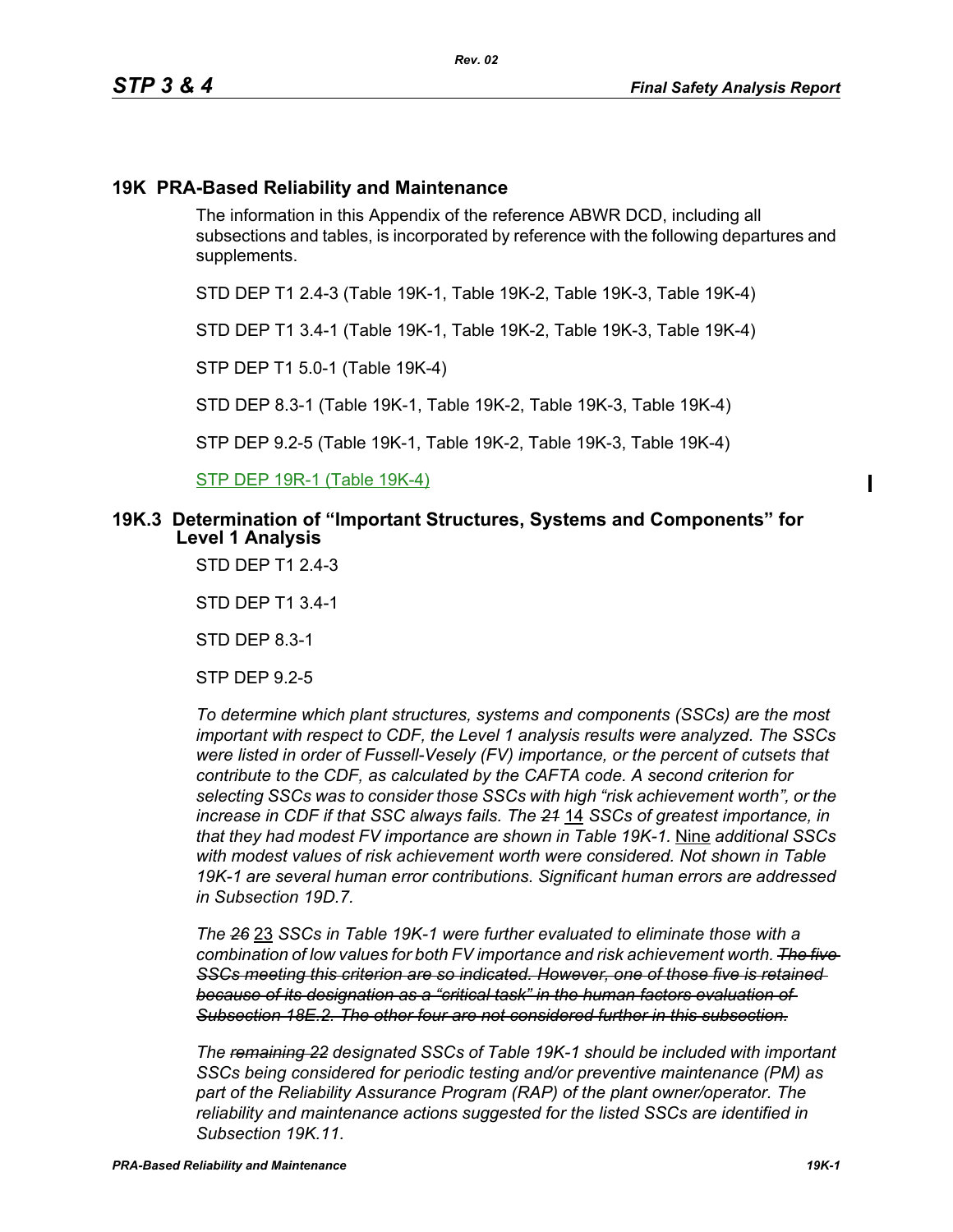## 19K PRA-Based Reliability and Maintenance

The information in this Appendix of the reference ABWR DCD, including all subsections and tables, is incorporated by reference with the following departures and supplements.

STD DEP T1 2.4-3 (Table 19K-1, Table 19K-2, Table 19K-3, Table 19K-4)

STD DEP T1 3.4-1 (Table 19K-1, Table 19K-2, Table 19K-3, Table 19K-4)

STP DEP T1 5.0-1 (Table 19K-4)

STD DEP 8.3-1 (Table 19K-1, Table 19K-2, Table 19K-3, Table 19K-4)

STP DEP 9.2-5 (Table 19K-1, Table 19K-2, Table 19K-3, Table 19K-4)

STP DEP 19R-1 (Table 19K-4)

## 19K.3 Determination of "Important Structures, Systems and Components" for Level 1 Analysis

STD DEP T1 2.4-3

STD DEP T1 3.4-1

STD DEP 8.3-1

STP DEP 9.2-5

*To determine which plant structures, systems and components (SSCs) are the most important with respect to CDF, the Level 1 analysis results were analyzed. The SSCs were listed in order of Fussell-Vesely (FV) importance, or the percent of cutsets that contribute to the CDF, as calculated by the CAFTA code. A second criterion for selecting SSCs was to consider those SSCs with high "risk achievement worth", or the increase in CDF if that SSC always fails. The ~~21~~ 14 SSCs of greatest importance, in that they had modest FV importance are shown in Table 19K-1.* Nine *additional SSCs with modest values of risk achievement worth were considered. Not shown in Table 19K-1 are several human error contributions. Significant human errors are addressed in Subsection 19D.7.*

*The ~~26~~ 23 SSCs in Table 19K-1 were further evaluated to eliminate those with a combination of low values for both FV importance and risk achievement worth. ~~The five SSCs meeting this criterion are so indicated. However, one of those five is retained because of its designation as a "critical task" in the human factors evaluation of Subsection 18E.2. The other four are not considered further in this subsection.~~*

*The ~~remaining 22~~ designated SSCs of Table 19K-1 should be included with important SSCs being considered for periodic testing and/or preventive maintenance (PM) as part of the Reliability Assurance Program (RAP) of the plant owner/operator. The reliability and maintenance actions suggested for the listed SSCs are identified in Subsection 19K.11.*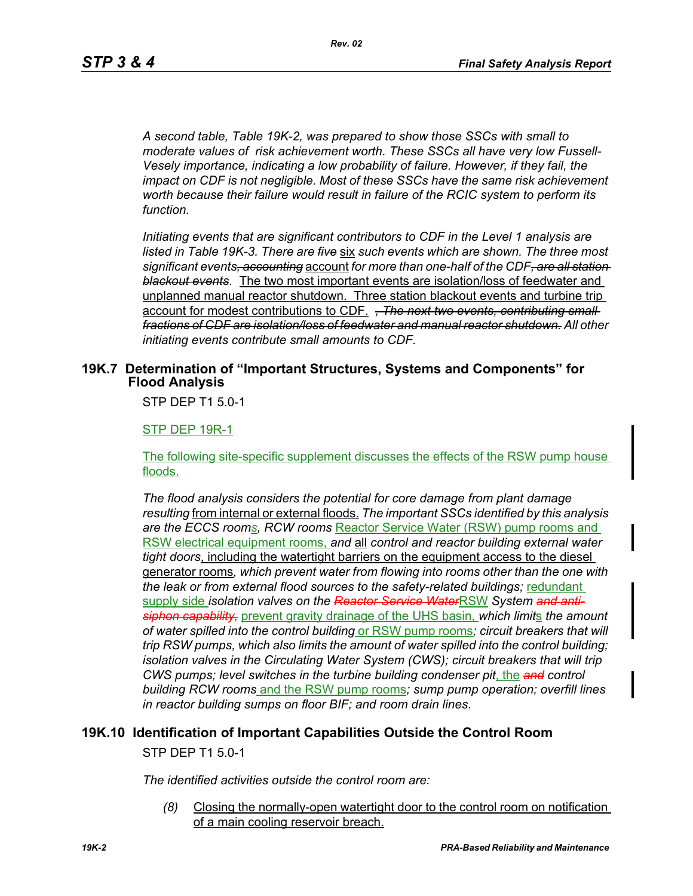*A second table, Table 19K-2, was prepared to show those SSCs with small to moderate values of risk achievement worth. These SSCs all have very low Fussell-Vesely importance, indicating a low probability of failure. However, if they fail, the impact on CDF is not negligible. Most of these SSCs have the same risk achievement worth because their failure would result in failure of the RCIC system to perform its function.*

*Initiating events that are significant contributors to CDF in the Level 1 analysis are listed in Table 19K-3. There are* ~~*five*~~ six *such events which are shown. The three most significant events*~~*, accounting*~~ account *for more than one-half of the CDF*~~*, are all station blackout events*~~*.* The two most important events are isolation/loss of feedwater and unplanned manual reactor shutdown. Three station blackout events and turbine trip account for modest contributions to CDF. ~~*, The next two events, contributing small fractions of CDF are isolation/loss of feedwater and manual reactor shutdown.*~~ *All other initiating events contribute small amounts to CDF.*

## 19K.7 Determination of "Important Structures, Systems and Components" for Flood Analysis

STP DEP T1 5.0-1

STP DEP 19R-1

The following site-specific supplement discusses the effects of the RSW pump house floods.

*The flood analysis considers the potential for core damage from plant damage resulting* from internal or external floods. *The important SSCs identified by this analysis are the ECCS room*s*, RCW rooms* Reactor Service Water (RSW) pump rooms and RSW electrical equipment rooms, *and* all *control and reactor building external water tight doors*, including the watertight barriers on the equipment access to the diesel generator rooms*, which prevent water from flowing into rooms other than the one with the leak or from external flood sources to the safety-related buildings;* redundant supply side *isolation valves on the* ~~*Reactor Service Water*~~RSW *System* ~~*and anti-siphon capability,*~~ prevent gravity drainage of the UHS basin, *which limit*s *the amount of water spilled into the control building* or RSW pump rooms*; circuit breakers that will trip RSW pumps, which also limits the amount of water spilled into the control building; isolation valves in the Circulating Water System (CWS); circuit breakers that will trip CWS pumps; level switches in the turbine building condenser pit*, the ~~*and*~~ *control building RCW rooms* and the RSW pump rooms*; sump pump operation; overfill lines in reactor building sumps on floor BIF; and room drain lines.*

## 19K.10 Identification of Important Capabilities Outside the Control Room

STP DEP T1 5.0-1

*The identified activities outside the control room are:*

*(8)* Closing the normally-open watertight door to the control room on notification of a main cooling reservoir breach.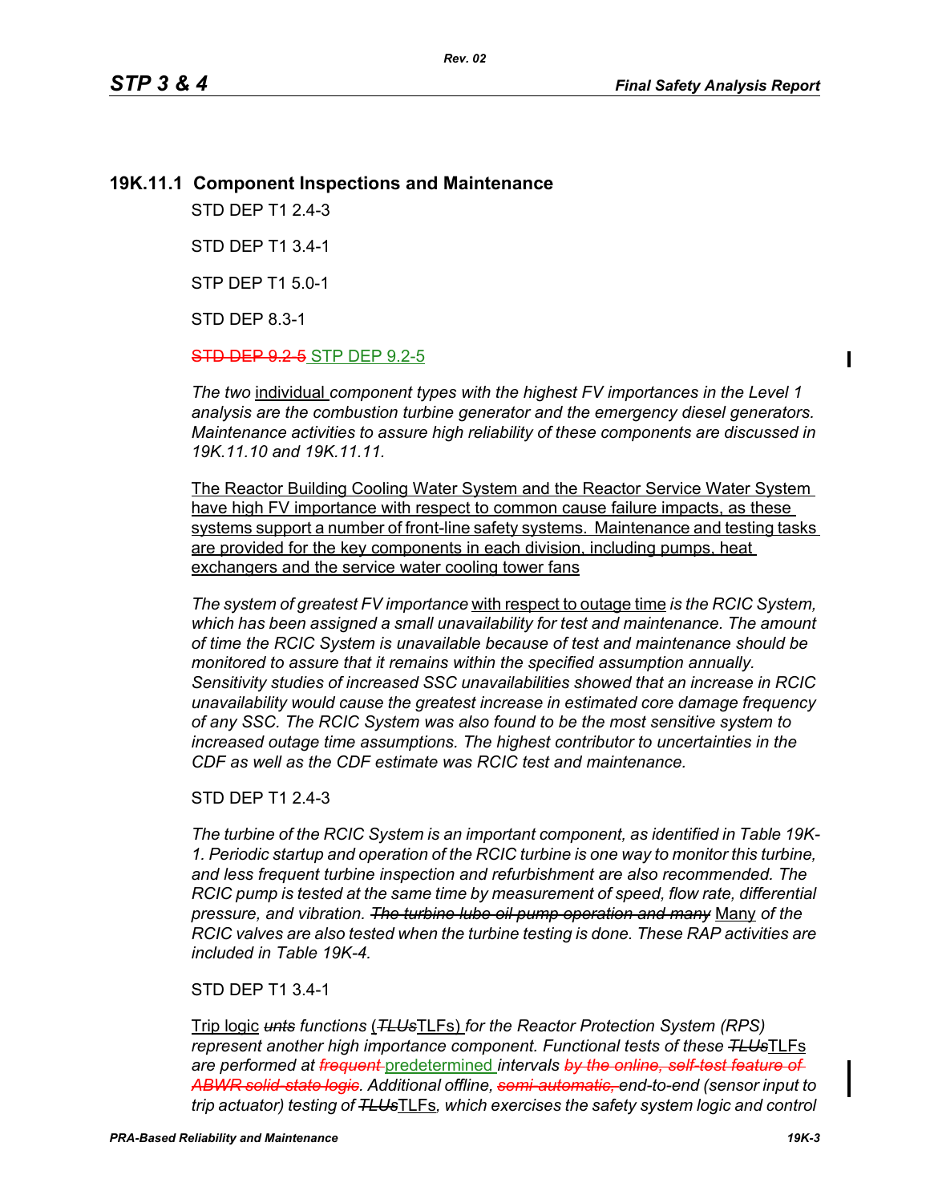### 19K.11.1 Component Inspections and Maintenance

STD DEP T1 2.4-3

STD DEP T1 3.4-1

STP DEP T1 5.0-1

STD DEP 8.3-1

~~STD DEP 9.2-5~~ STP DEP 9.2-5

*The two* individual *component types with the highest FV importances in the Level 1 analysis are the combustion turbine generator and the emergency diesel generators. Maintenance activities to assure high reliability of these components are discussed in 19K.11.10 and 19K.11.11.*

The Reactor Building Cooling Water System and the Reactor Service Water System have high FV importance with respect to common cause failure impacts, as these systems support a number of front-line safety systems. Maintenance and testing tasks are provided for the key components in each division, including pumps, heat exchangers and the service water cooling tower fans

*The system of greatest FV importance* with respect to outage time *is the RCIC System, which has been assigned a small unavailability for test and maintenance. The amount of time the RCIC System is unavailable because of test and maintenance should be monitored to assure that it remains within the specified assumption annually. Sensitivity studies of increased SSC unavailabilities showed that an increase in RCIC unavailability would cause the greatest increase in estimated core damage frequency of any SSC. The RCIC System was also found to be the most sensitive system to increased outage time assumptions. The highest contributor to uncertainties in the CDF as well as the CDF estimate was RCIC test and maintenance.*

STD DEP T1 2.4-3

*The turbine of the RCIC System is an important component, as identified in Table 19K-1. Periodic startup and operation of the RCIC turbine is one way to monitor this turbine, and less frequent turbine inspection and refurbishment are also recommended. The RCIC pump is tested at the same time by measurement of speed, flow rate, differential pressure, and vibration. ~~The turbine lube oil pump operation and many~~* Many *of the RCIC valves are also tested when the turbine testing is done. These RAP activities are included in Table 19K-4.*

STD DEP T1 3.4-1

Trip logic *~~unts~~ functions* (*~~TLUs~~*TLFs) *for the Reactor Protection System (RPS) represent another high importance component. Functional tests of these ~~TLUs~~*TLFs *are performed at ~~frequent~~* predetermined *intervals ~~by the online, self-test feature of ABWR solid-state logic~~. Additional offline, ~~semi-automatic,~~ end-to-end (sensor input to trip actuator) testing of ~~TLUs~~*TLFs*, which exercises the safety system logic and control*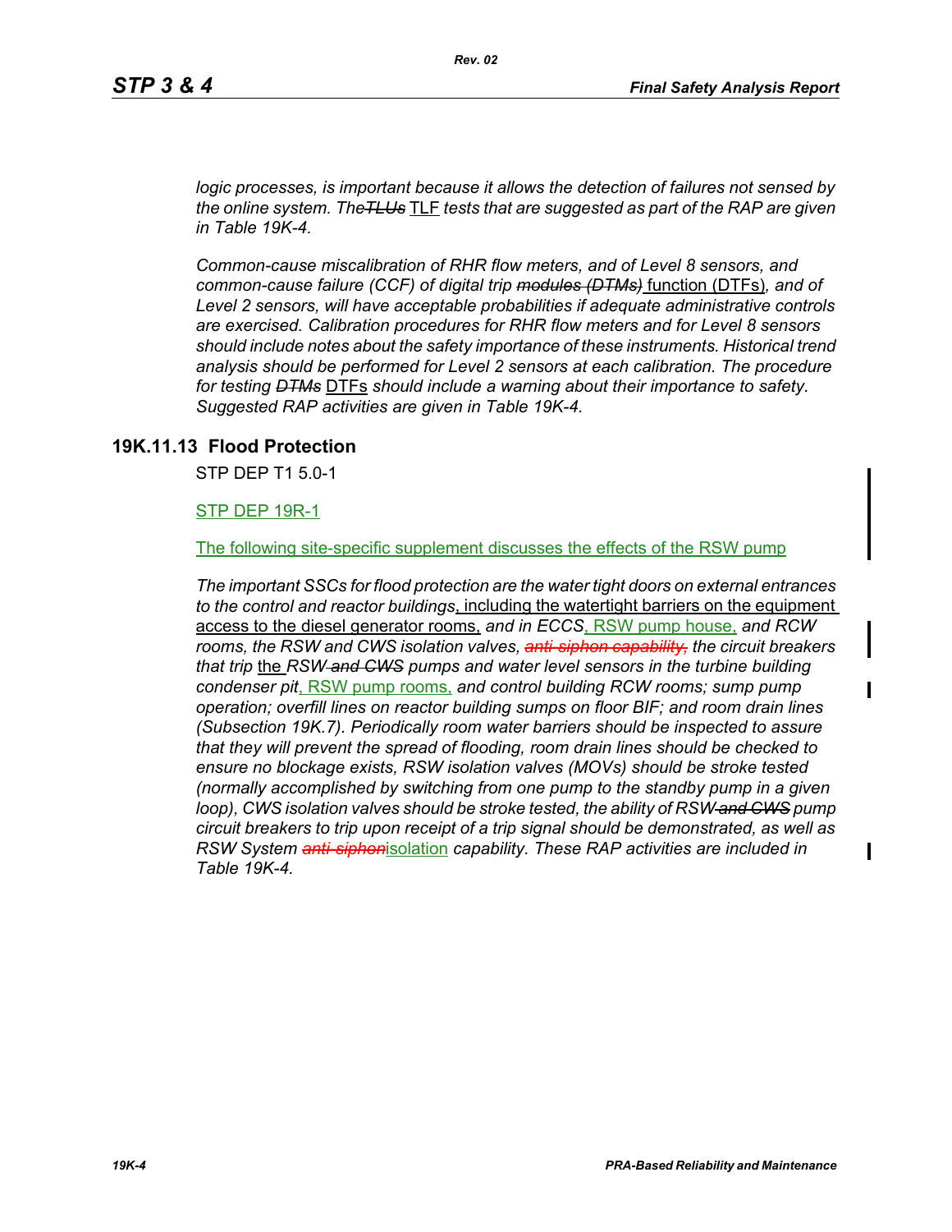*logic processes, is important because it allows the detection of failures not sensed by the online system. The~~TLUs~~ TLF tests that are suggested as part of the RAP are given in Table 19K-4.*

*Common-cause miscalibration of RHR flow meters, and of Level 8 sensors, and common-cause failure (CCF) of digital trip ~~modules (DTMs)~~ function (DTFs), and of Level 2 sensors, will have acceptable probabilities if adequate administrative controls are exercised. Calibration procedures for RHR flow meters and for Level 8 sensors should include notes about the safety importance of these instruments. Historical trend analysis should be performed for Level 2 sensors at each calibration. The procedure for testing ~~DTMs~~ DTFs should include a warning about their importance to safety. Suggested RAP activities are given in Table 19K-4.*

## 19K.11.13 Flood Protection

STP DEP T1 5.0-1

STP DEP 19R-1

The following site-specific supplement discusses the effects of the RSW pump

*The important SSCs for flood protection are the water tight doors on external entrances to the control and reactor buildings*, including the watertight barriers on the equipment access to the diesel generator rooms, *and in ECCS*, RSW pump house, *and RCW rooms, the RSW and CWS isolation valves, ~~anti-siphon capability,~~ the circuit breakers that trip* the *RSW ~~and CWS~~ pumps and water level sensors in the turbine building condenser pit*, RSW pump rooms, *and control building RCW rooms; sump pump operation; overfill lines on reactor building sumps on floor BIF; and room drain lines (Subsection 19K.7). Periodically room water barriers should be inspected to assure that they will prevent the spread of flooding, room drain lines should be checked to ensure no blockage exists, RSW isolation valves (MOVs) should be stroke tested (normally accomplished by switching from one pump to the standby pump in a given loop), CWS isolation valves should be stroke tested, the ability of RSW ~~and CWS~~ pump circuit breakers to trip upon receipt of a trip signal should be demonstrated, as well as RSW System ~~anti-siphon~~*isolation *capability. These RAP activities are included in Table 19K-4.*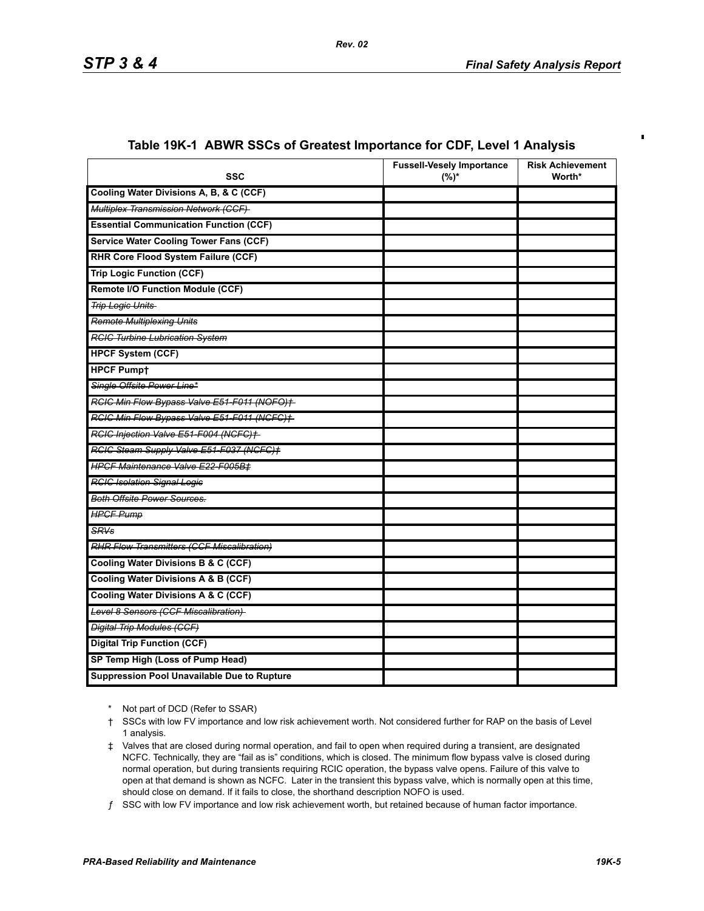## Table 19K-1 ABWR SSCs of Greatest Importance for CDF, Level 1 Analysis

| SSC | Fussell-Vesely Importance (%)* | Risk Achievement Worth* |
|---|---|---|
| **Cooling Water Divisions A, B, & C (CCF)** | | |
| ~~*Multiplex Transmission Network (CCF)*~~ | | |
| **Essential Communication Function (CCF)** | | |
| **Service Water Cooling Tower Fans (CCF)** | | |
| **RHR Core Flood System Failure (CCF)** | | |
| **Trip Logic Function (CCF)** | | |
| **Remote I/O Function Module (CCF)** | | |
| ~~*Trip Logic Units*~~ | | |
| ~~*Remote Multiplexing Units*~~ | | |
| ~~*RCIC Turbine Lubrication System*~~ | | |
| **HPCF System (CCF)** | | |
| **HPCF Pump†** | | |
| ~~*Single Offsite Power Line**~~ | | |
| ~~*RCIC Min Flow Bypass Valve E51-F011 (NOFO)†*~~ | | |
| ~~*RCIC Min Flow Bypass Valve E51-F011 (NCFC)†*~~ | | |
| ~~*RCIC Injection Valve E51-F004 (NCFC)†*~~ | | |
| ~~*RCIC Steam Supply Valve E51-F037 (NCFC)‡*~~ | | |
| ~~*HPCF Maintenance Valve E22-F005B‡*~~ | | |
| ~~*RCIC Isolation Signal Logic*~~ | | |
| ~~*Both Offsite Power Sources.*~~ | | |
| ~~*HPCF Pump*~~ | | |
| ~~*SRVs*~~ | | |
| ~~*RHR Flow Transmitters (CCF Miscalibration)*~~ | | |
| **Cooling Water Divisions B & C (CCF)** | | |
| **Cooling Water Divisions A & B (CCF)** | | |
| **Cooling Water Divisions A & C (CCF)** | | |
| ~~*Level 8 Sensors (CCF Miscalibration)*~~ | | |
| ~~*Digital Trip Modules (CCF)*~~ | | |
| **Digital Trip Function (CCF)** | | |
| **SP Temp High (Loss of Pump Head)** | | |
| **Suppression Pool Unavailable Due to Rupture** | | |

\* Not part of DCD (Refer to SSAR)

† SSCs with low FV importance and low risk achievement worth. Not considered further for RAP on the basis of Level 1 analysis.

‡ Valves that are closed during normal operation, and fail to open when required during a transient, are designated NCFC. Technically, they are "fail as is" conditions, which is closed. The minimum flow bypass valve is closed during normal operation, but during transients requiring RCIC operation, the bypass valve opens. Failure of this valve to open at that demand is shown as NCFC. Later in the transient this bypass valve, which is normally open at this time, should close on demand. If it fails to close, the shorthand description NOFO is used.

ƒ SSC with low FV importance and low risk achievement worth, but retained because of human factor importance.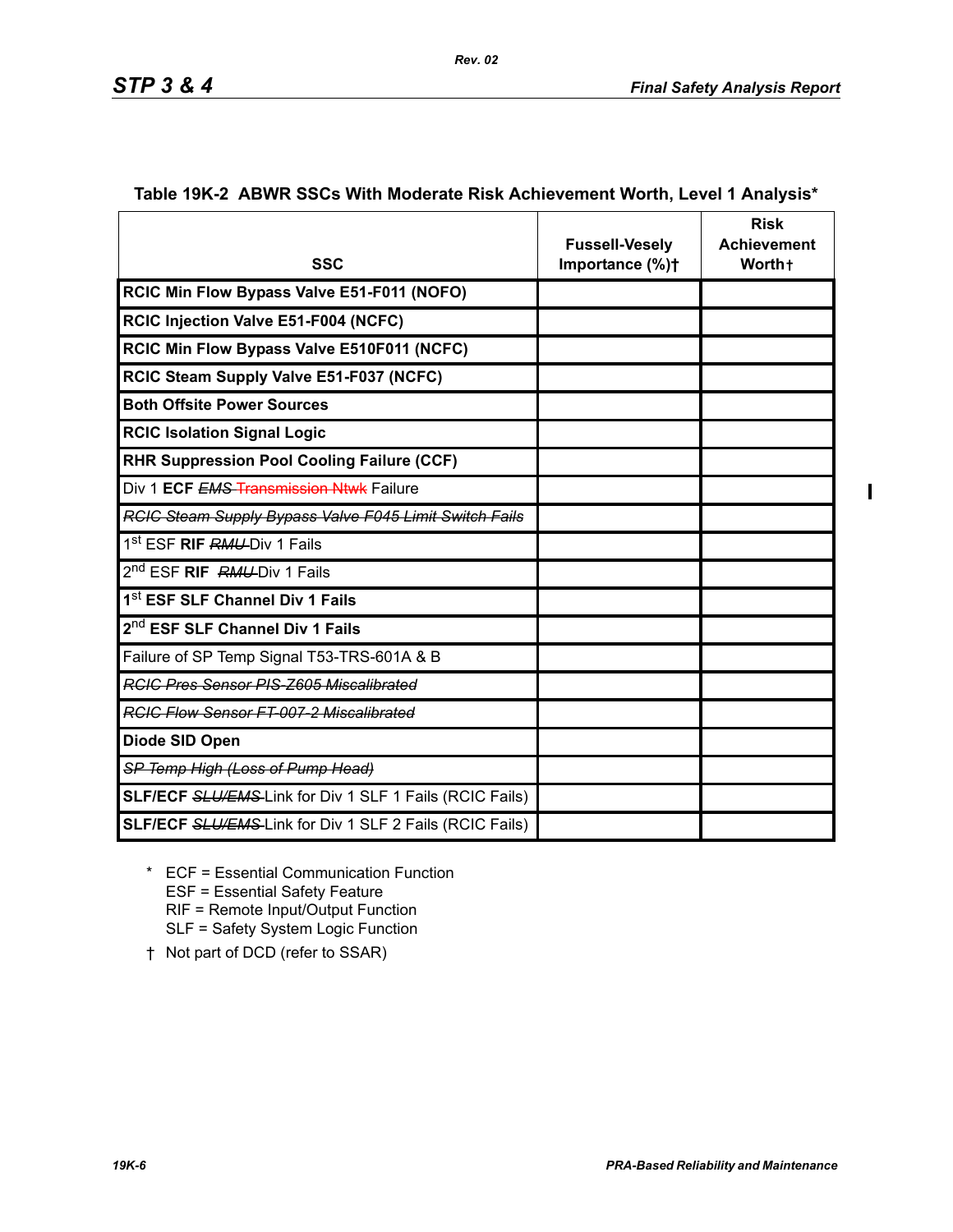### Table 19K-2 ABWR SSCs With Moderate Risk Achievement Worth, Level 1 Analysis*

| SSC | Fussell-Vesely Importance (%)† | Risk Achievement Worth† |
|---|---|---|
| **RCIC Min Flow Bypass Valve E51-F011 (NOFO)** | | |
| **RCIC Injection Valve E51-F004 (NCFC)** | | |
| **RCIC Min Flow Bypass Valve E510F011 (NCFC)** | | |
| **RCIC Steam Supply Valve E51-F037 (NCFC)** | | |
| **Both Offsite Power Sources** | | |
| **RCIC Isolation Signal Logic** | | |
| **RHR Suppression Pool Cooling Failure (CCF)** | | |
| Div 1 **ECF** ~~*EMS* Transmission Ntwk~~ Failure | | |
| ~~*RCIC Steam Supply Bypass Valve F045 Limit Switch Fails*~~ | | |
| 1st ESF **RIF** ~~*RMU*~~ Div 1 Fails | | |
| 2nd ESF **RIF** ~~*RMU*~~ Div 1 Fails | | |
| **1st ESF SLF Channel Div 1 Fails** | | |
| **2nd ESF SLF Channel Div 1 Fails** | | |
| Failure of SP Temp Signal T53-TRS-601A & B | | |
| ~~*RCIC Pres Sensor PIS-Z605 Miscalibrated*~~ | | |
| ~~*RCIC Flow Sensor FT-007-2 Miscalibrated*~~ | | |
| **Diode SID Open** | | |
| ~~*SP Temp High (Loss of Pump Head)*~~ | | |
| **SLF/ECF** ~~*SLU/EMS*~~ Link for Div 1 SLF 1 Fails (RCIC Fails) | | |
| **SLF/ECF** ~~*SLU/EMS*~~ Link for Div 1 SLF 2 Fails (RCIC Fails) | | |

\* ECF = Essential Communication Function
ESF = Essential Safety Feature
RIF = Remote Input/Output Function
SLF = Safety System Logic Function

† Not part of DCD (refer to SSAR)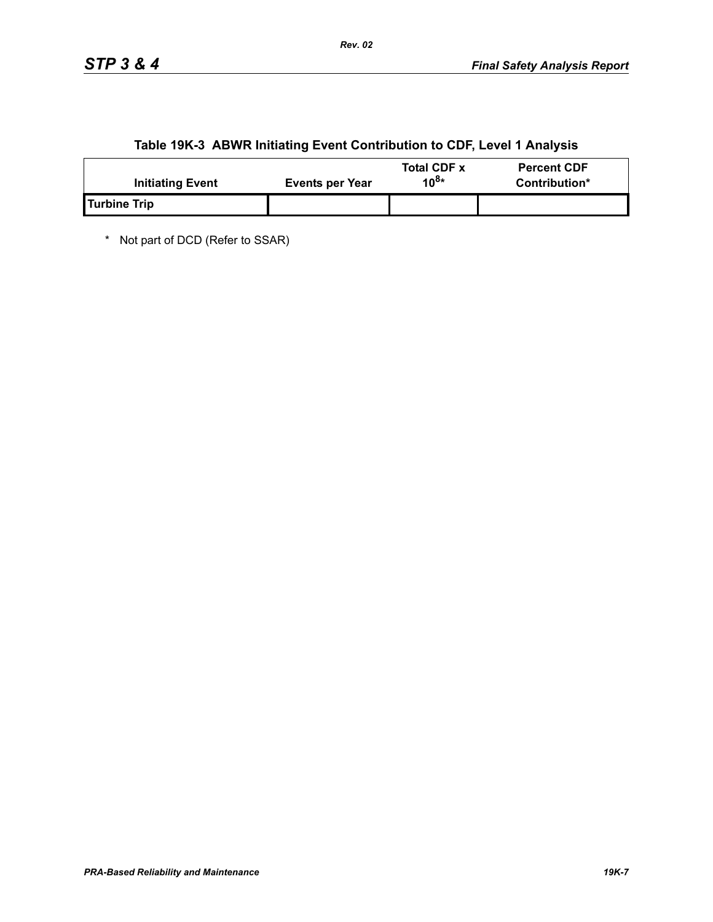## Table 19K-3 ABWR Initiating Event Contribution to CDF, Level 1 Analysis

| Initiating Event | Events per Year | Total CDF x $10^8$* | Percent CDF Contribution* |
|---|---|---|---|
| Turbine Trip | | | |

\* Not part of DCD (Refer to SSAR)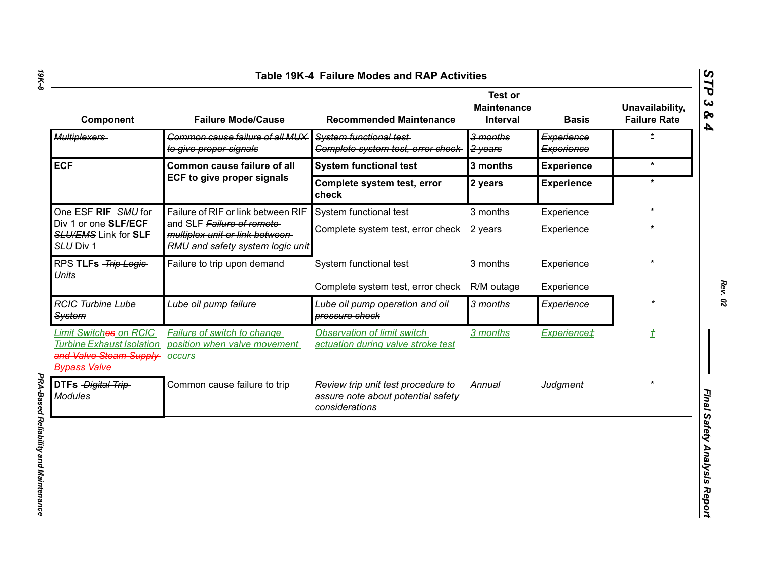# Table 19K-4 Failure Modes and RAP Activities

| Component | Failure Mode/Cause | Recommended Maintenance | Test or Maintenance Interval | Basis | Unavailability, Failure Rate |
|---|---|---|---|---|---|
| ~~Multiplexers~~ | ~~Common cause failure of all MUX to give proper signals~~ | ~~System functional test~~<br>~~Complete system test, error check~~ | ~~3 months~~<br>~~2 years~~ | ~~Experience~~<br>~~Experience~~ | * |
| **ECF** | **Common cause failure of all ECF to give proper signals** | **System functional test** | **3 months** | **Experience** | * |
| | | **Complete system test, error check** | **2 years** | **Experience** | * |
| One ESF **RIF** ~~SMU~~ for Div 1 or one **SLF/ECF** ~~SLU/EMS~~ Link for **SLF** ~~SLU~~ Div 1 | Failure of RIF or link between RIF and SLF ~~Failure of remote multiplex unit or link between RMU and safety system logic unit~~ | System functional test<br>Complete system test, error check | 3 months<br>2 years | Experience<br>Experience | *<br>* |
| RPS **TLFs** ~~Trip Logic Units~~ | Failure to trip upon demand | System functional test<br>Complete system test, error check | 3 months<br>R/M outage | Experience<br>Experience | * |
| ~~RCIC Turbine Lube System~~ | ~~Lube oil pump failure~~ | ~~Lube oil pump operation and oil pressure check~~ | ~~3 months~~ | ~~Experience~~ | * |
| Limit Switch~~es~~ on RCIC Turbine Exhaust Isolation ~~and Valve Steam Supply Bypass Valve~~ | Failure of switch to change position when valve movement occurs | Observation of limit switch actuation during valve stroke test | 3 months | Experience‡ | † |
| **DTFs** ~~Digital Trip Modules~~ | Common cause failure to trip | *Review trip unit test procedure to assure note about potential safety considerations* | *Annual* | *Judgment* | * |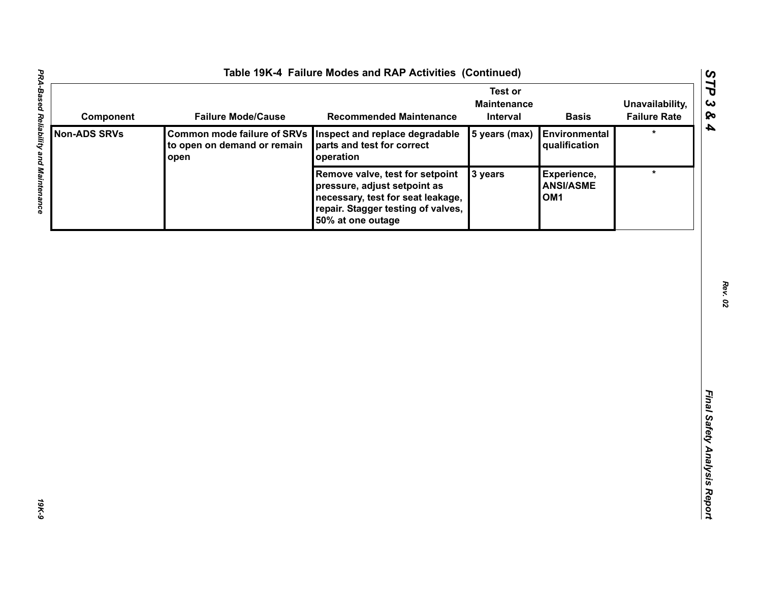**Table 19K-4 Failure Modes and RAP Activities (Continued)**

| Component | Failure Mode/Cause | Recommended Maintenance | Test or Maintenance Interval | Basis | Unavailability, Failure Rate |
|---|---|---|---|---|---|
| **Non-ADS SRVs** | **Common mode failure of SRVs to open on demand or remain open** | **Inspect and replace degradable parts and test for correct operation** | **5 years (max)** | **Environmental qualification** | * |
| | | **Remove valve, test for setpoint pressure, adjust setpoint as necessary, test for seat leakage, repair. Stagger testing of valves, 50% at one outage** | **3 years** | **Experience, ANSI/ASME OM1** | * |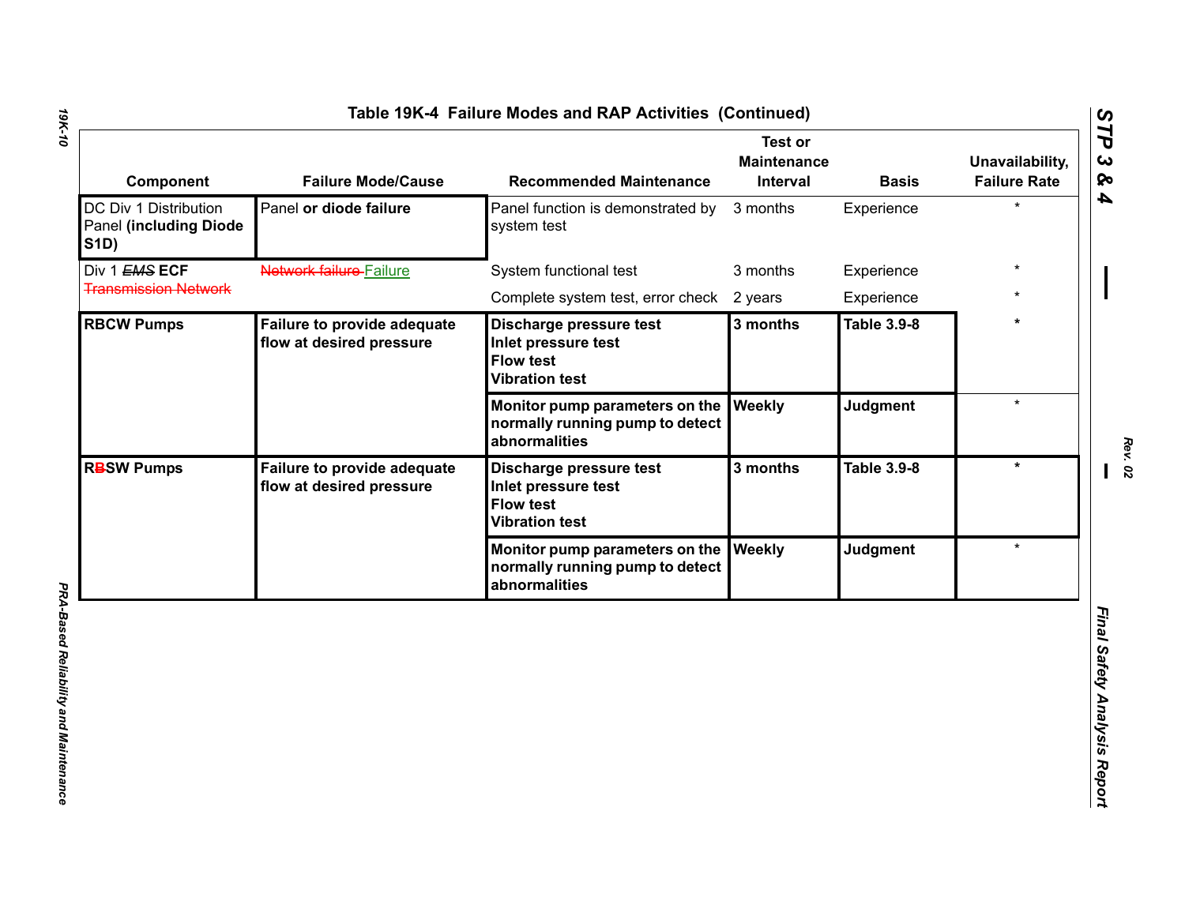### Table 19K-4 Failure Modes and RAP Activities (Continued)

| Component | Failure Mode/Cause | Recommended Maintenance | Test or Maintenance Interval | Basis | Unavailability, Failure Rate |
|---|---|---|---|---|---|
| DC Div 1 Distribution Panel **(including Diode S1D)** | Panel **or diode failure** | Panel function is demonstrated by system test | 3 months | Experience | * |
| Div 1 ~~*EMS*~~ **ECF** ~~Transmission Network~~ | ~~Network failure~~ Failure | System functional test | 3 months | Experience | * |
| | | Complete system test, error check | 2 years | Experience | * |
| **RBCW Pumps** | **Failure to provide adequate flow at desired pressure** | **Discharge pressure test**<br>**Inlet pressure test**<br>**Flow test**<br>**Vibration test** | **3 months** | **Table 3.9-8** | * |
| | | **Monitor pump parameters on the normally running pump to detect abnormalities** | **Weekly** | **Judgment** | * |
| **R~~B~~SW Pumps** | **Failure to provide adequate flow at desired pressure** | **Discharge pressure test**<br>**Inlet pressure test**<br>**Flow test**<br>**Vibration test** | **3 months** | **Table 3.9-8** | * |
| | | **Monitor pump parameters on the normally running pump to detect abnormalities** | **Weekly** | **Judgment** | * |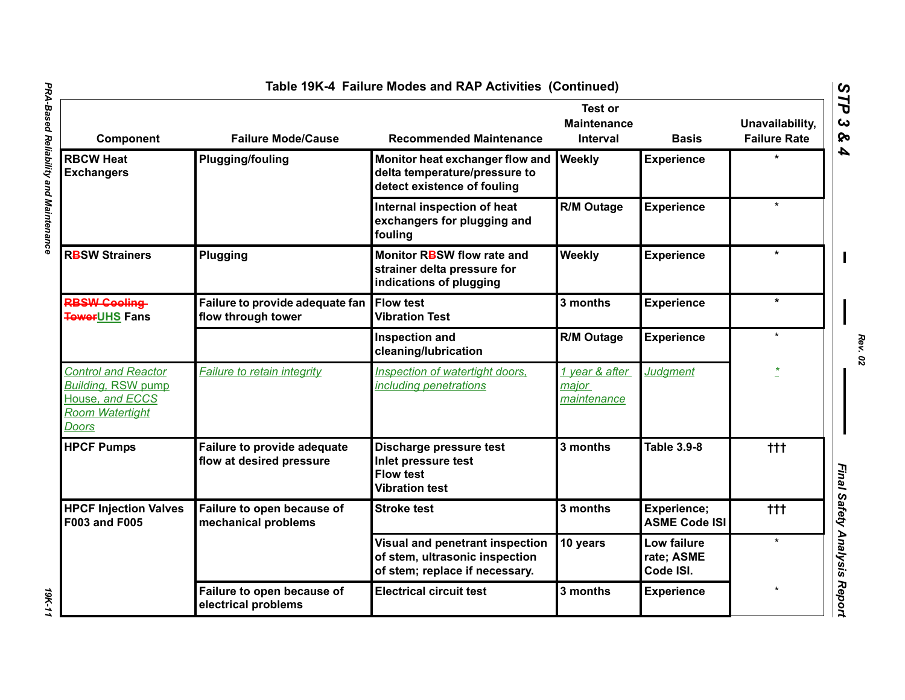Table 19K-4 Failure Modes and RAP Activities (Continued)

| Component | Failure Mode/Cause | Recommended Maintenance | Test or Maintenance Interval | Basis | Unavailability, Failure Rate |
|---|---|---|---|---|---|
| RBCW Heat Exchangers | Plugging/fouling | Monitor heat exchanger flow and delta temperature/pressure to detect existence of fouling | Weekly | Experience | * |
| | | Internal inspection of heat exchangers for plugging and fouling | R/M Outage | Experience | * |
| R~~B~~SW Strainers | Plugging | Monitor R~~B~~SW flow rate and strainer delta pressure for indications of plugging | Weekly | Experience | * |
| ~~RBSW Cooling Tower~~UHS Fans | Failure to provide adequate fan flow through tower | Flow test<br>Vibration Test | 3 months | Experience | * |
| | | Inspection and cleaning/lubrication | R/M Outage | Experience | * |
| *Control and Reactor Building, RSW pump House, and ECCS Room Watertight Doors* | *Failure to retain integrity* | *Inspection of watertight doors, including penetrations* | *1 year & after major maintenance* | *Judgment* | * |
| HPCF Pumps | Failure to provide adequate flow at desired pressure | Discharge pressure test<br>Inlet pressure test<br>Flow test<br>Vibration test | 3 months | Table 3.9-8 | ††† |
| HPCF Injection Valves F003 and F005 | Failure to open because of mechanical problems | Stroke test | 3 months | Experience; ASME Code ISI | ††† |
| | | Visual and penetrant inspection of stem, ultrasonic inspection of stem; replace if necessary. | 10 years | Low failure rate; ASME Code ISI. | * |
| | Failure to open because of electrical problems | Electrical circuit test | 3 months | Experience | * |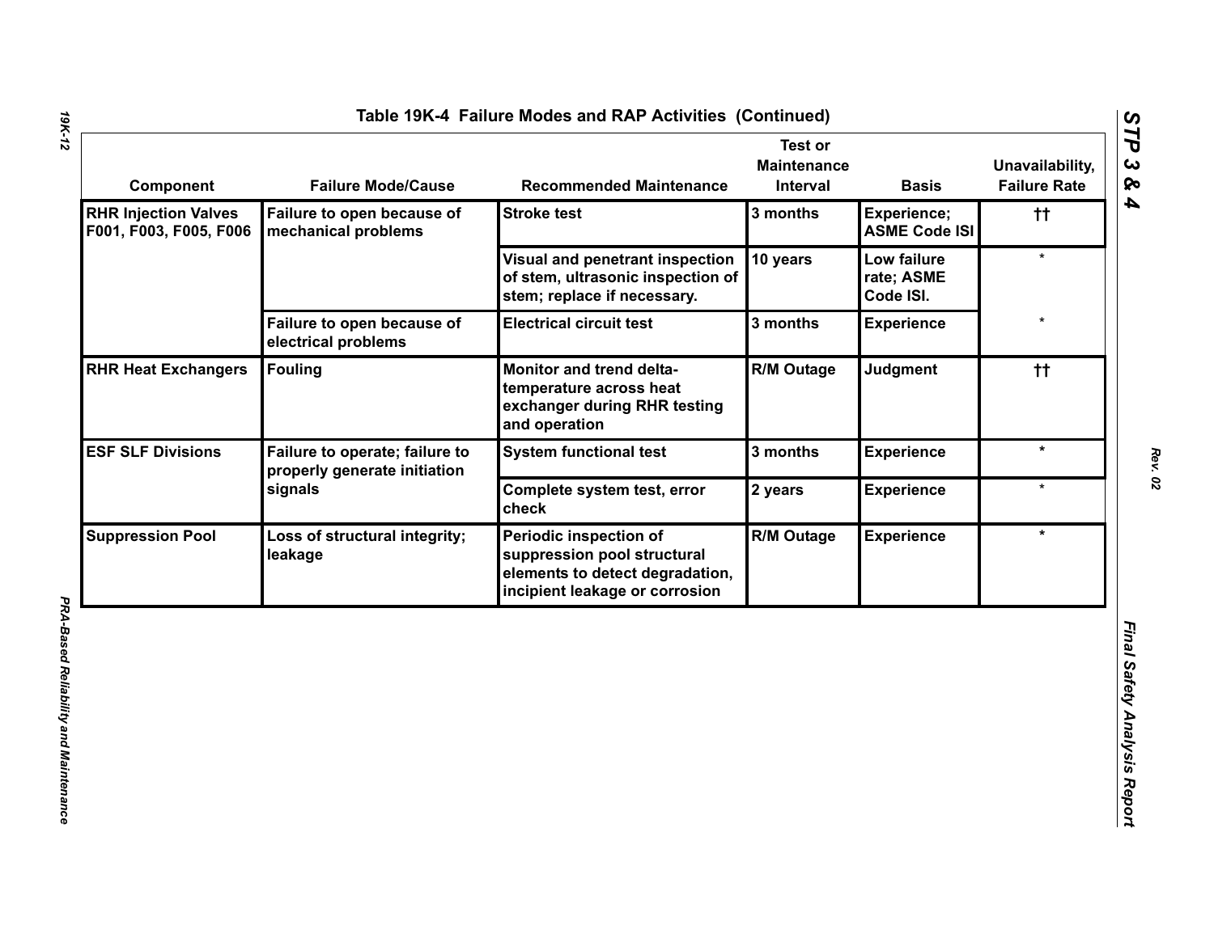## Table 19K-4 Failure Modes and RAP Activities (Continued)

| Component | Failure Mode/Cause | Recommended Maintenance | Test or Maintenance Interval | Basis | Unavailability, Failure Rate |
|---|---|---|---|---|---|
| RHR Injection Valves F001, F003, F005, F006 | Failure to open because of mechanical problems | Stroke test | 3 months | Experience; ASME Code ISI | †† |
| | | Visual and penetrant inspection of stem, ultrasonic inspection of stem; replace if necessary. | 10 years | Low failure rate; ASME Code ISI. | * |
| | Failure to open because of electrical problems | Electrical circuit test | 3 months | Experience | * |
| RHR Heat Exchangers | Fouling | Monitor and trend delta-temperature across heat exchanger during RHR testing and operation | R/M Outage | Judgment | †† |
| ESF SLF Divisions | Failure to operate; failure to properly generate initiation signals | System functional test | 3 months | Experience | * |
| | | Complete system test, error check | 2 years | Experience | * |
| Suppression Pool | Loss of structural integrity; leakage | Periodic inspection of suppression pool structural elements to detect degradation, incipient leakage or corrosion | R/M Outage | Experience | * |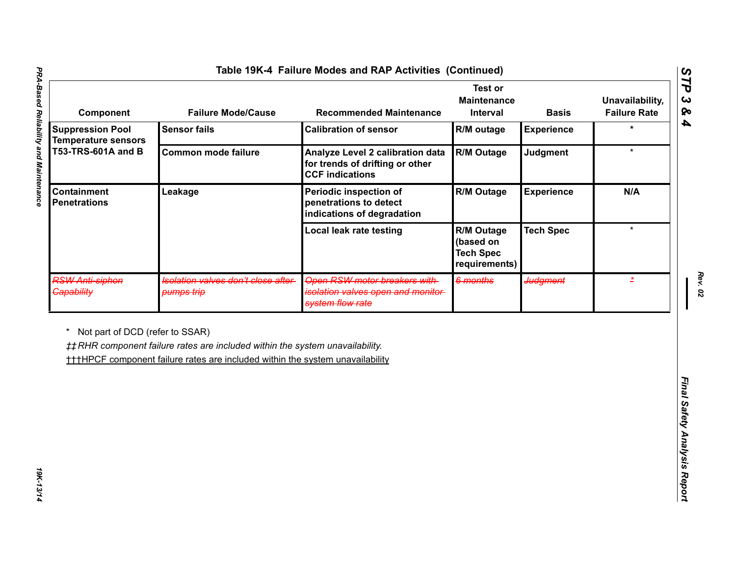### Table 19K-4 Failure Modes and RAP Activities (Continued)

| Component | Failure Mode/Cause | Recommended Maintenance | Test or Maintenance Interval | Basis | Unavailability, Failure Rate |
|---|---|---|---|---|---|
| **Suppression Pool Temperature sensors T53-TRS-601A and B** | **Sensor fails** | **Calibration of sensor** | **R/M outage** | **Experience** | * |
| | **Common mode failure** | **Analyze Level 2 calibration data for trends of drifting or other CCF indications** | **R/M Outage** | **Judgment** | * |
| **Containment Penetrations** | **Leakage** | **Periodic inspection of penetrations to detect indications of degradation** | **R/M Outage** | **Experience** | **N/A** |
| | | **Local leak rate testing** | **R/M Outage (based on Tech Spec requirements)** | **Tech Spec** | * |
| ~~*RSW Anti-siphon Capability*~~ | ~~*Isolation valves don't close after pumps trip*~~ | ~~*Open RSW motor breakers with isolation valves open and monitor system flow rate*~~ | ~~*6 months*~~ | ~~*Judgment*~~ | ~~*~~ |

\* Not part of DCD (refer to SSAR)

‡‡ *RHR component failure rates are included within the system unavailability.*

†††HPCF component failure rates are included within the system unavailability